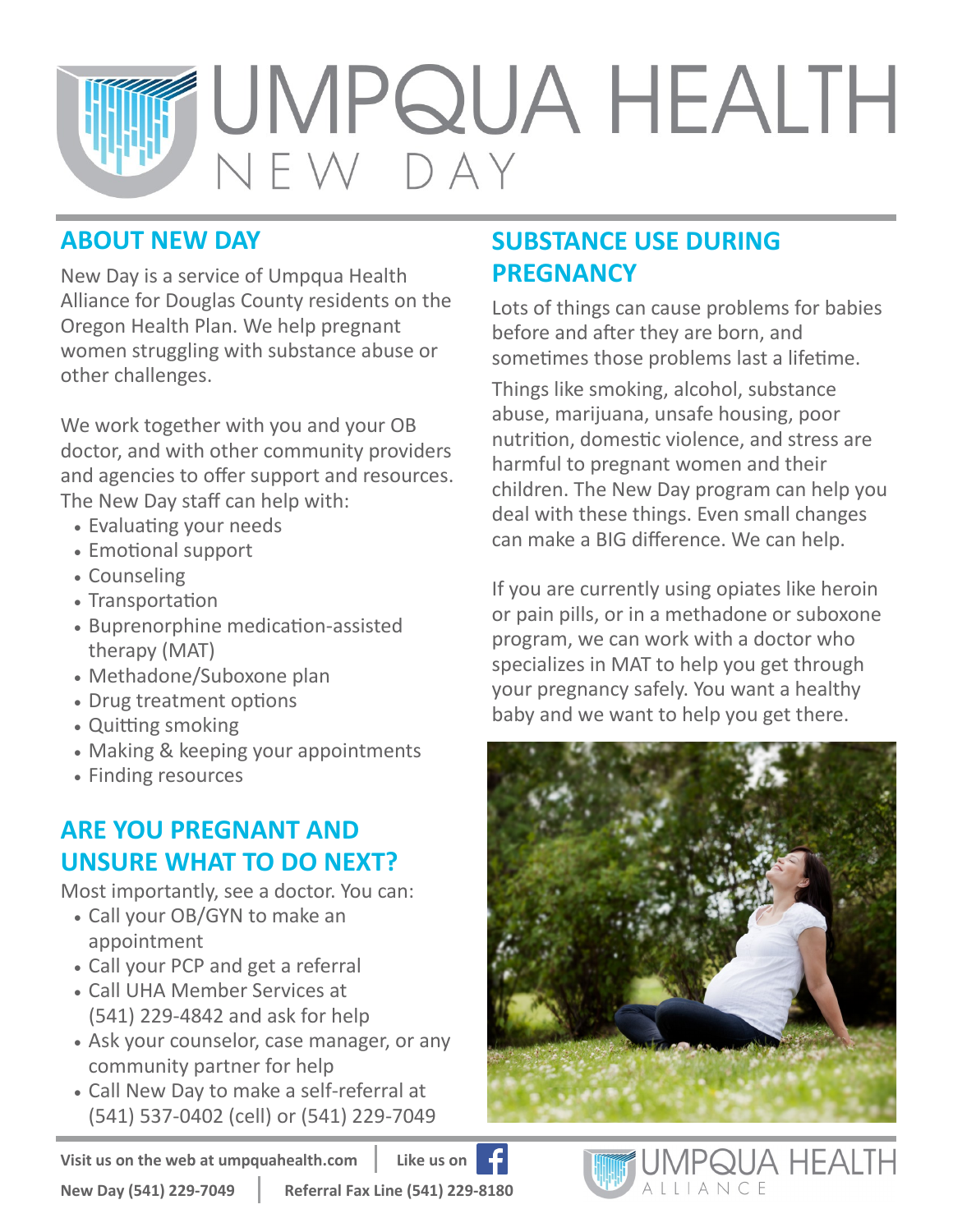# UMPQUA HEALTH NEW DAY

## ABOUT NEW DAY

New Day is a service of Umpqua Health Alliance for Douglas County residents on the Oregon Health Plan. We help pregnant women struggling with substance abuse or other challenges.

We work together with you and your OB doctor, and with other community providers and agencies to offer support and resources. The New Day staff can help with:

- Evaluating your needs
- Emotional support
- Counseling
- Transportation
- Buprenorphine medication-assisted therapy (MAT)
- Methadone/Suboxone plan
- Drug treatment options
- Quitting smoking
- Making & keeping your appointments
- Finding resources

## ARE YOU PREGNANT AND UNSURE WHAT TO DO NEXT?

Most importantly, see a doctor. You can:

- Call your OB/GYN to make an appointment
- Call your PCP and get a referral
- Call UHA Member Services at (541) 229-4842 and ask for help
- Ask your counselor, case manager, or any community partner for help
- Call New Day to make a self-referral at (541) 537-0402 (cell) or (541) 229-7049

## SUBSTANCE USE DURING PREGNANCY

Lots of things can cause problems for babies before and after they are born, and sometimes those problems last a lifetime.

Things like smoking, alcohol, substance abuse, marijuana, unsafe housing, poor nutrition, domestic violence, and stress are harmful to pregnant women and their children. The New Day program can help you deal with these things. Even small changes can make a BIG difference. We can help.

If you are currently using opiates like heroin or pain pills, or in a methadone or suboxone program, we can work with a doctor who specializes in MAT to help you get through your pregnancy safely. You want a healthy baby and we want to help you get there.

**Visit us on the web at umpquahealth.com** | **Like us on** Facebook

**New Day (541) 229-7049** | **Referral Fax Line (541) 229-8180**

UMPQUA HEALTH ALLIANCE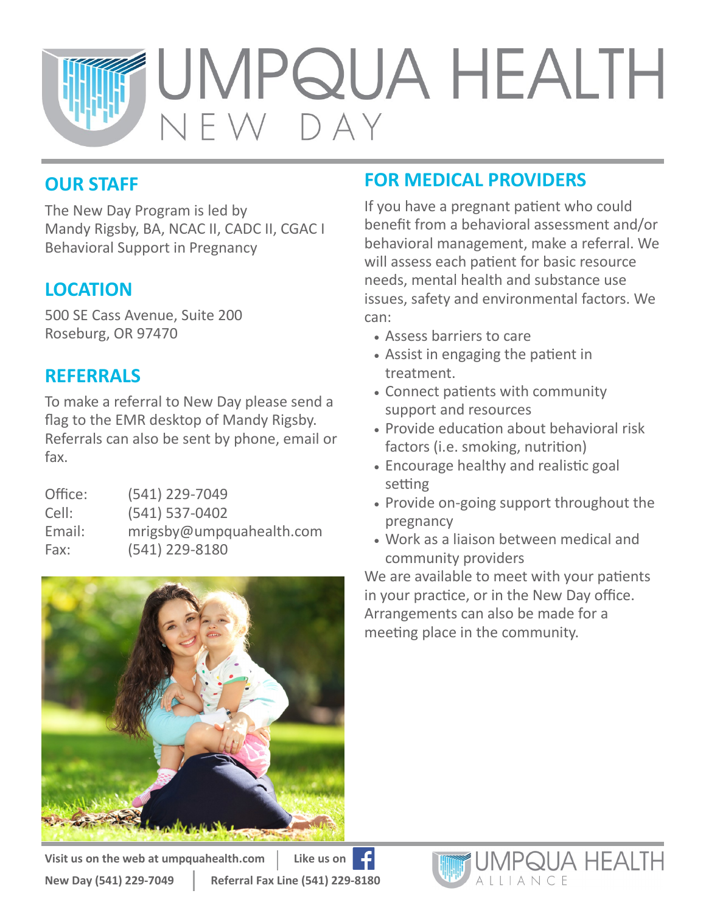# UMPQUA HEALTH NEW DAY

## OUR STAFF

The New Day Program is led by
Mandy Rigsby, BA, NCAC II, CADC II, CGAC I
Behavioral Support in Pregnancy

## LOCATION

500 SE Cass Avenue, Suite 200
Roseburg, OR 97470

## REFERRALS

To make a referral to New Day please send a flag to the EMR desktop of Mandy Rigsby. Referrals can also be sent by phone, email or fax.

| | |
|---|---|
| Office: | (541) 229-7049 |
| Cell: | (541) 537-0402 |
| Email: | mrigsby@umpquahealth.com |
| Fax: | (541) 229-8180 |

## FOR MEDICAL PROVIDERS

If you have a pregnant patient who could benefit from a behavioral assessment and/or behavioral management, make a referral. We will assess each patient for basic resource needs, mental health and substance use issues, safety and environmental factors. We can:

- Assess barriers to care
- Assist in engaging the patient in treatment.
- Connect patients with community support and resources
- Provide education about behavioral risk factors (i.e. smoking, nutrition)
- Encourage healthy and realistic goal setting
- Provide on-going support throughout the pregnancy
- Work as a liaison between medical and community providers

We are available to meet with your patients in your practice, or in the New Day office. Arrangements can also be made for a meeting place in the community.

**Visit us on the web at umpquahealth.com** | **Like us on**

**New Day (541) 229-7049** | **Referral Fax Line (541) 229-8180**

UMPQUA HEALTH ALLIANCE